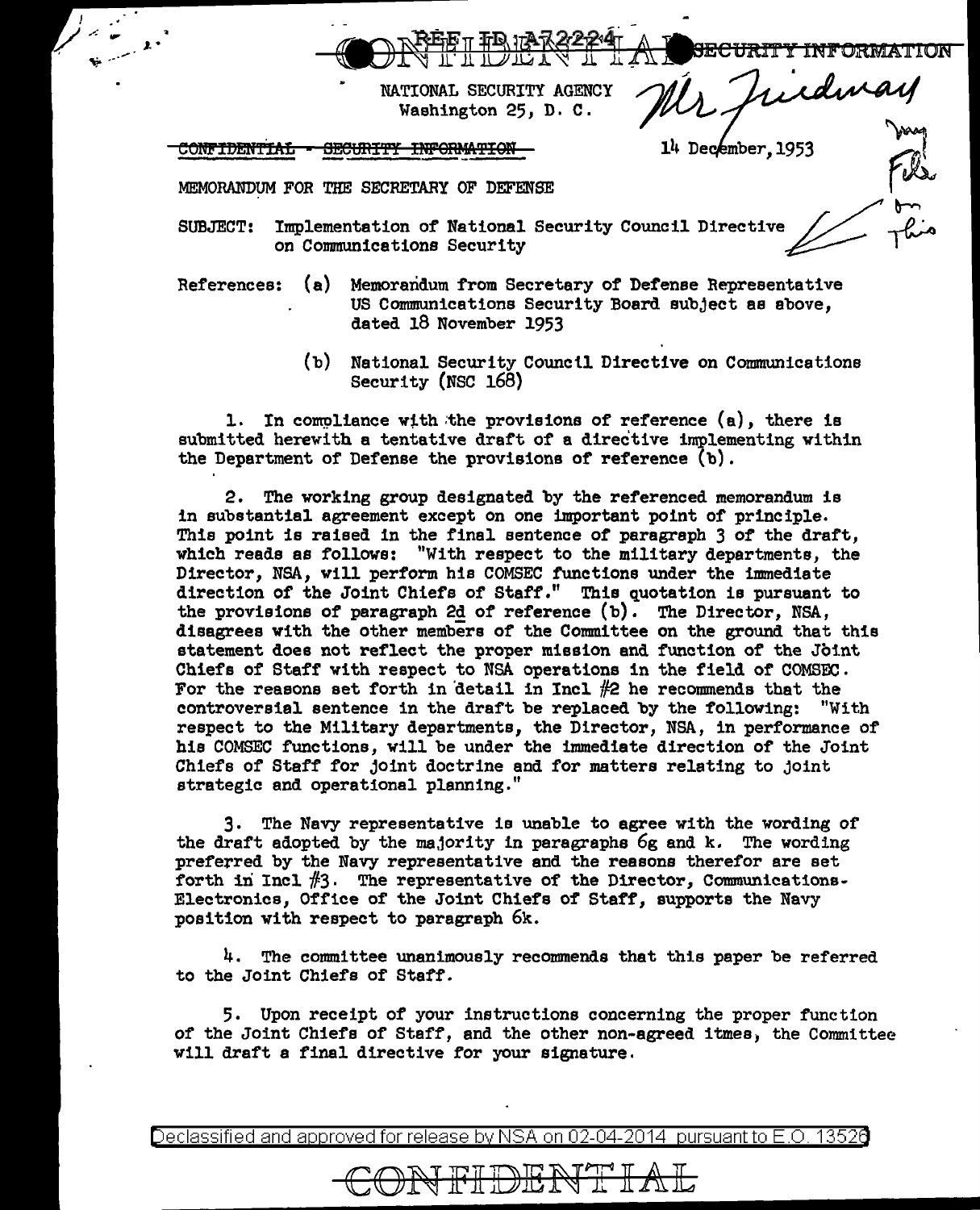REF ID:A72224

CONFIDENTIAL - SECURITY INFORMATION

NATIONAL SECURITY AGENCY
Washington 25, D. C.

~~CONFIDENTIAL - SECURITY INFORMATION~~

14 December, 1953

Mr Friedman
Your file on this

MEMORANDUM FOR THE SECRETARY OF DEFENSE

SUBJECT: Implementation of National Security Council Directive on Communications Security

References: (a) Memorandum from Secretary of Defense Representative US Communications Security Board subject as above, dated 18 November 1953

(b) National Security Council Directive on Communications Security (NSC 168)

1. In compliance with the provisions of reference (a), there is submitted herewith a tentative draft of a directive implementing within the Department of Defense the provisions of reference (b).

2. The working group designated by the referenced memorandum is in substantial agreement except on one important point of principle. This point is raised in the final sentence of paragraph 3 of the draft, which reads as follows: "With respect to the military departments, the Director, NSA, will perform his COMSEC functions under the immediate direction of the Joint Chiefs of Staff." This quotation is pursuant to the provisions of paragraph 2d of reference (b). The Director, NSA, disagrees with the other members of the Committee on the ground that this statement does not reflect the proper mission and function of the Joint Chiefs of Staff with respect to NSA operations in the field of COMSEC. For the reasons set forth in detail in Incl #2 he recommends that the controversial sentence in the draft be replaced by the following: "With respect to the Military departments, the Director, NSA, in performance of his COMSEC functions, will be under the immediate direction of the Joint Chiefs of Staff for joint doctrine and for matters relating to joint strategic and operational planning."

3. The Navy representative is unable to agree with the wording of the draft adopted by the majority in paragraphs 6g and k. The wording preferred by the Navy representative and the reasons therefor are set forth in Incl #3. The representative of the Director, Communications-Electronics, Office of the Joint Chiefs of Staff, supports the Navy position with respect to paragraph 6k.

4. The committee unanimously recommends that this paper be referred to the Joint Chiefs of Staff.

5. Upon receipt of your instructions concerning the proper function of the Joint Chiefs of Staff, and the other non-agreed itmes, the Committee will draft a final directive for your signature.

Declassified and approved for release by NSA on 02-04-2014 pursuant to E.O. 13526

CONFIDENTIAL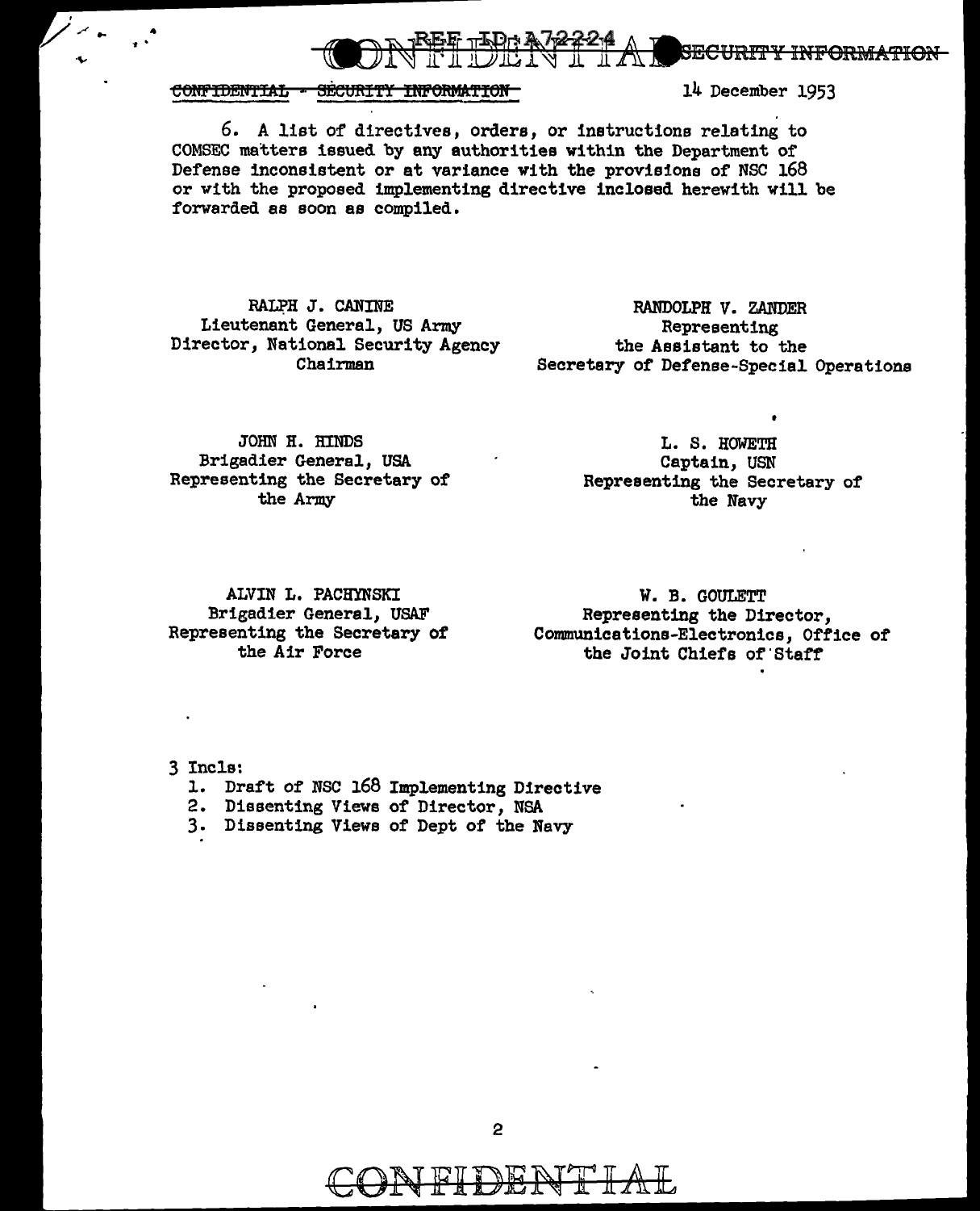CONFIDENTIAL - SECURITY INFORMATION 14 December 1953

6. A list of directives, orders, or instructions relating to COMSEC matters issued by any authorities within the Department of Defense inconsistent or at variance with the provisions of NSC 168 or with the proposed implementing directive inclosed herewith will be forwarded as soon as compiled.

RALPH J. CANINE
Lieutenant General, US Army
Director, National Security Agency
Chairman

RANDOLPH V. ZANDER
Representing
the Assistant to the
Secretary of Defense-Special Operations

JOHN H. HINDS
Brigadier General, USA
Representing the Secretary of the Army

L. S. HOWETH
Captain, USN
Representing the Secretary of the Navy

ALVIN L. PACHYNSKI
Brigadier General, USAF
Representing the Secretary of the Air Force

W. B. GOULETT
Representing the Director,
Communications-Electronics, Office of the Joint Chiefs of Staff

3 Incls:
1. Draft of NSC 168 Implementing Directive
2. Dissenting Views of Director, NSA
3. Dissenting Views of Dept of the Navy

CONFIDENTIAL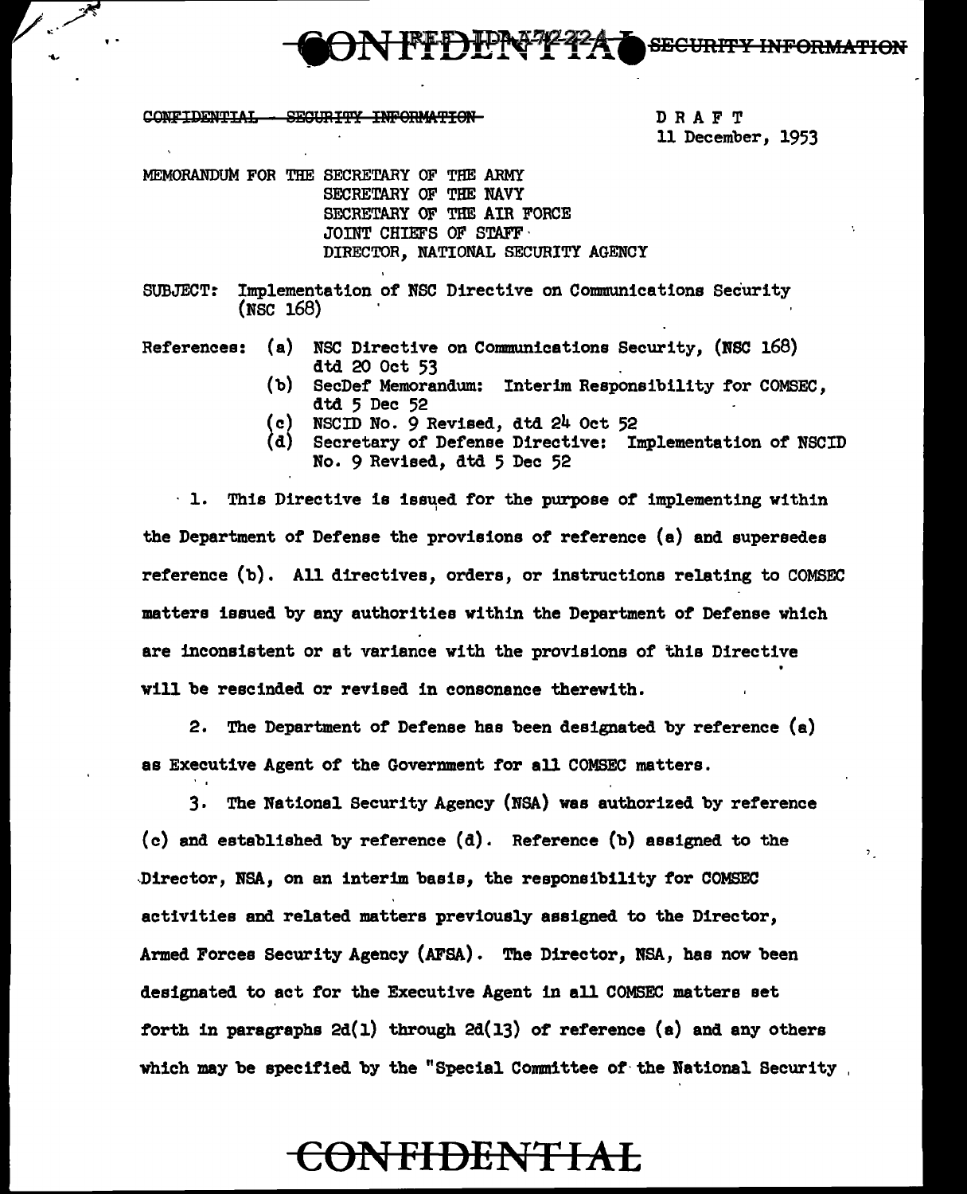CONFIDENTIAL - SECURITY INFORMATION

DRAFT
11 December, 1953

MEMORANDUM FOR THE SECRETARY OF THE ARMY
SECRETARY OF THE NAVY
SECRETARY OF THE AIR FORCE
JOINT CHIEFS OF STAFF
DIRECTOR, NATIONAL SECURITY AGENCY

SUBJECT: Implementation of NSC Directive on Communications Security (NSC 168)

References:
- (a) NSC Directive on Communications Security, (NSC 168) dtd 20 Oct 53
- (b) SecDef Memorandum: Interim Responsibility for COMSEC, dtd 5 Dec 52
- (c) NSCID No. 9 Revised, dtd 24 Oct 52
- (d) Secretary of Defense Directive: Implementation of NSCID No. 9 Revised, dtd 5 Dec 52

1. This Directive is issued for the purpose of implementing within the Department of Defense the provisions of reference (a) and supersedes reference (b). All directives, orders, or instructions relating to COMSEC matters issued by any authorities within the Department of Defense which are inconsistent or at variance with the provisions of this Directive will be rescinded or revised in consonance therewith.

2. The Department of Defense has been designated by reference (a) as Executive Agent of the Government for all COMSEC matters.

3. The National Security Agency (NSA) was authorized by reference (c) and established by reference (d). Reference (b) assigned to the Director, NSA, on an interim basis, the responsibility for COMSEC activities and related matters previously assigned to the Director, Armed Forces Security Agency (AFSA). The Director, NSA, has now been designated to act for the Executive Agent in all COMSEC matters set forth in paragraphs 2d(1) through 2d(13) of reference (a) and any others which may be specified by the "Special Committee of the National Security

CONFIDENTIAL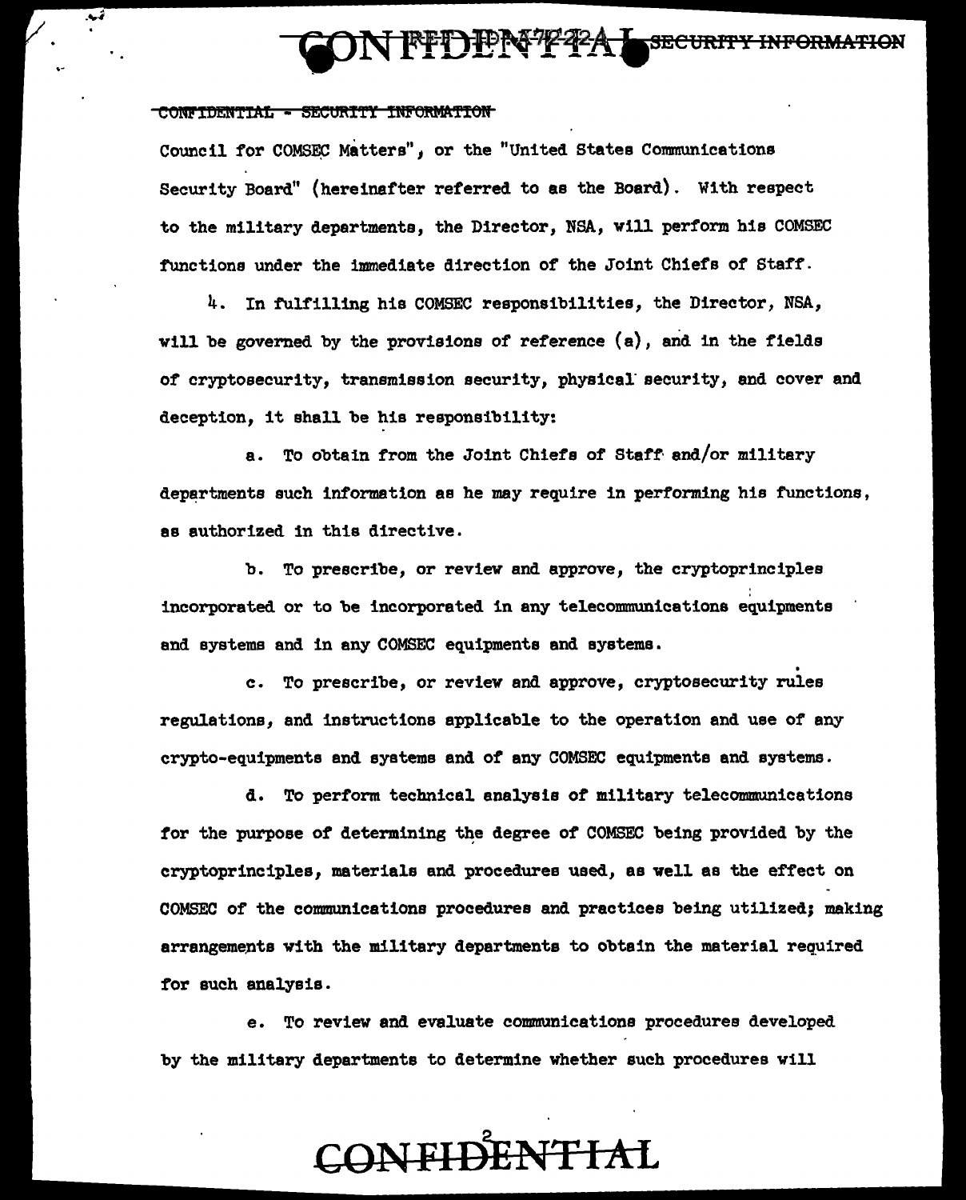Council for COMSEC Matters", or the "United States Communications Security Board" (hereinafter referred to as the Board). With respect to the military departments, the Director, NSA, will perform his COMSEC functions under the immediate direction of the Joint Chiefs of Staff.

4. In fulfilling his COMSEC responsibilities, the Director, NSA, will be governed by the provisions of reference (a), and in the fields of cryptosecurity, transmission security, physical security, and cover and deception, it shall be his responsibility:

a. To obtain from the Joint Chiefs of Staff and/or military departments such information as he may require in performing his functions, as authorized in this directive.

b. To prescribe, or review and approve, the cryptoprinciples incorporated or to be incorporated in any telecommunications equipments and systems and in any COMSEC equipments and systems.

c. To prescribe, or review and approve, cryptosecurity rules regulations, and instructions applicable to the operation and use of any crypto-equipments and systems and of any COMSEC equipments and systems.

d. To perform technical analysis of military telecommunications for the purpose of determining the degree of COMSEC being provided by the cryptoprinciples, materials and procedures used, as well as the effect on COMSEC of the communications procedures and practices being utilized; making arrangements with the military departments to obtain the material required for such analysis.

e. To review and evaluate communications procedures developed by the military departments to determine whether such procedures will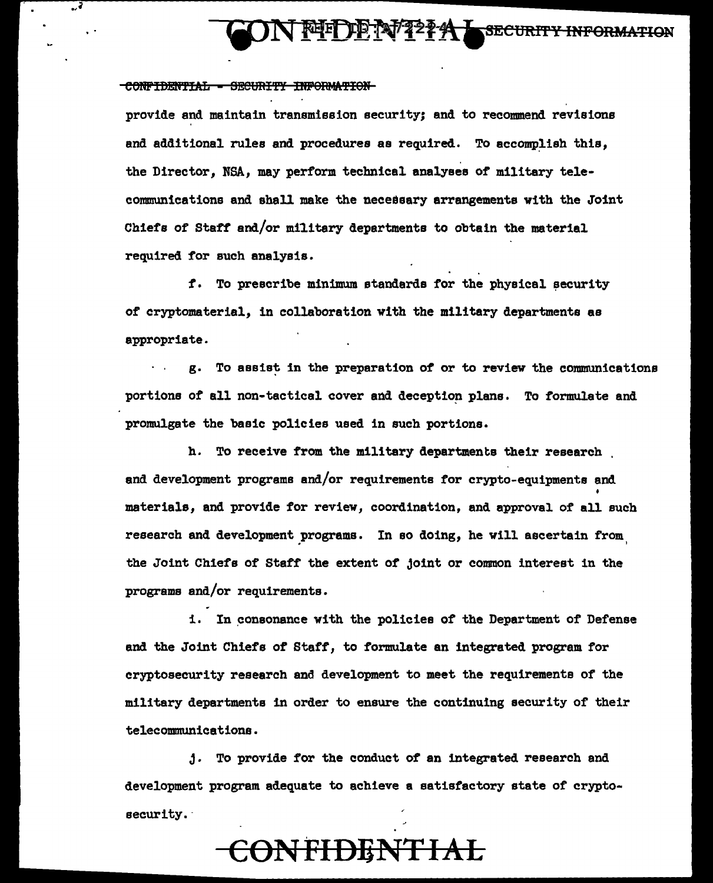provide and maintain transmission security; and to recommend revisions and additional rules and procedures as required. To accomplish this, the Director, NSA, may perform technical analyses of military telecommunications and shall make the necessary arrangements with the Joint Chiefs of Staff and/or military departments to obtain the material required for such analysis.

f. To prescribe minimum standards for the physical security of cryptomaterial, in collaboration with the military departments as appropriate.

g. To assist in the preparation of or to review the communications portions of all non-tactical cover and deception plans. To formulate and promulgate the basic policies used in such portions.

h. To receive from the military departments their research and development programs and/or requirements for crypto-equipments and materials, and provide for review, coordination, and approval of all such research and development programs. In so doing, he will ascertain from the Joint Chiefs of Staff the extent of joint or common interest in the programs and/or requirements.

i. In consonance with the policies of the Department of Defense and the Joint Chiefs of Staff, to formulate an integrated program for cryptosecurity research and development to meet the requirements of the military departments in order to ensure the continuing security of their telecommunications.

j. To provide for the conduct of an integrated research and development program adequate to achieve a satisfactory state of cryptosecurity.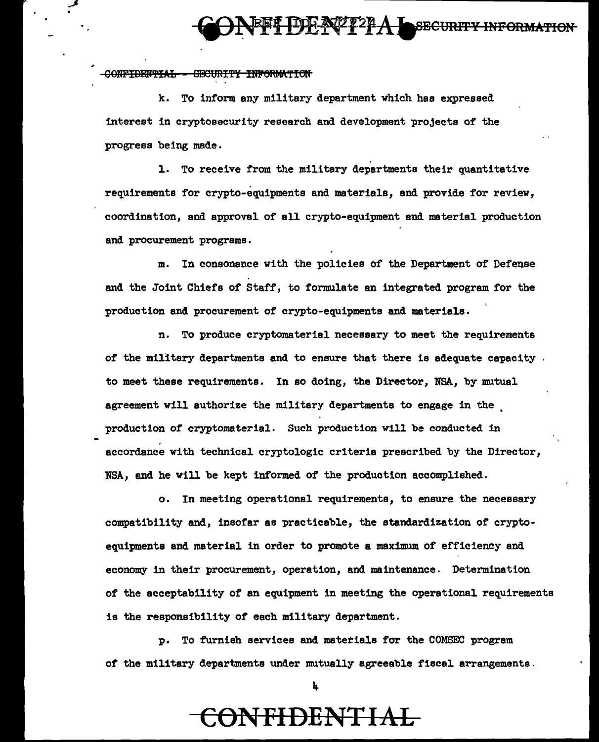CONFIDENTIAL - SECURITY INFORMATION

k. To inform any military department which has expressed interest in cryptosecurity research and development projects of the progress being made.

l. To receive from the military departments their quantitative requirements for crypto-equipments and materials, and provide for review, coordination, and approval of all crypto-equipment and material production and procurement programs.

m. In consonance with the policies of the Department of Defense and the Joint Chiefs of Staff, to formulate an integrated program for the production and procurement of crypto-equipments and materials.

n. To produce cryptomaterial necessary to meet the requirements of the military departments and to ensure that there is adequate capacity to meet these requirements. In so doing, the Director, NSA, by mutual agreement will authorize the military departments to engage in the production of cryptomaterial. Such production will be conducted in accordance with technical cryptologic criteria prescribed by the Director, NSA, and he will be kept informed of the production accomplished.

o. In meeting operational requirements, to ensure the necessary compatibility and, insofar as practicable, the standardization of crypto-equipments and material in order to promote a maximum of efficiency and economy in their procurement, operation, and maintenance. Determination of the acceptability of an equipment in meeting the operational requirements is the responsibility of each military department.

p. To furnish services and materials for the COMSEC program of the military departments under mutually agreeable fiscal arrangements.

CONFIDENTIAL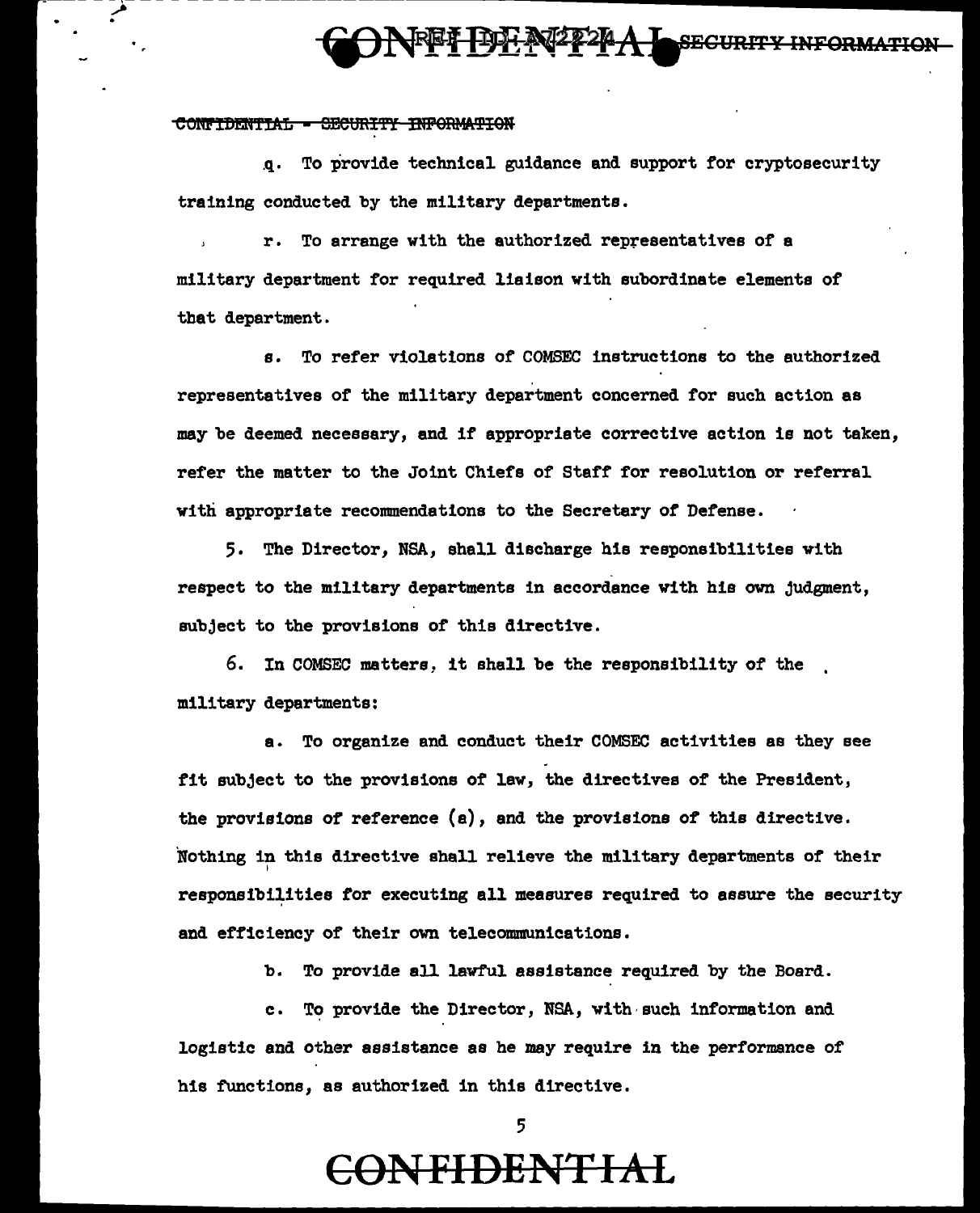q. To provide technical guidance and support for cryptosecurity training conducted by the military departments.

r. To arrange with the authorized representatives of a military department for required liaison with subordinate elements of that department.

s. To refer violations of COMSEC instructions to the authorized representatives of the military department concerned for such action as may be deemed necessary, and if appropriate corrective action is not taken, refer the matter to the Joint Chiefs of Staff for resolution or referral with appropriate recommendations to the Secretary of Defense.

5. The Director, NSA, shall discharge his responsibilities with respect to the military departments in accordance with his own judgment, subject to the provisions of this directive.

6. In COMSEC matters, it shall be the responsibility of the military departments:

a. To organize and conduct their COMSEC activities as they see fit subject to the provisions of law, the directives of the President, the provisions of reference (a), and the provisions of this directive. Nothing in this directive shall relieve the military departments of their responsibilities for executing all measures required to assure the security and efficiency of their own telecommunications.

b. To provide all lawful assistance required by the Board.

c. To provide the Director, NSA, with such information and logistic and other assistance as he may require in the performance of his functions, as authorized in this directive.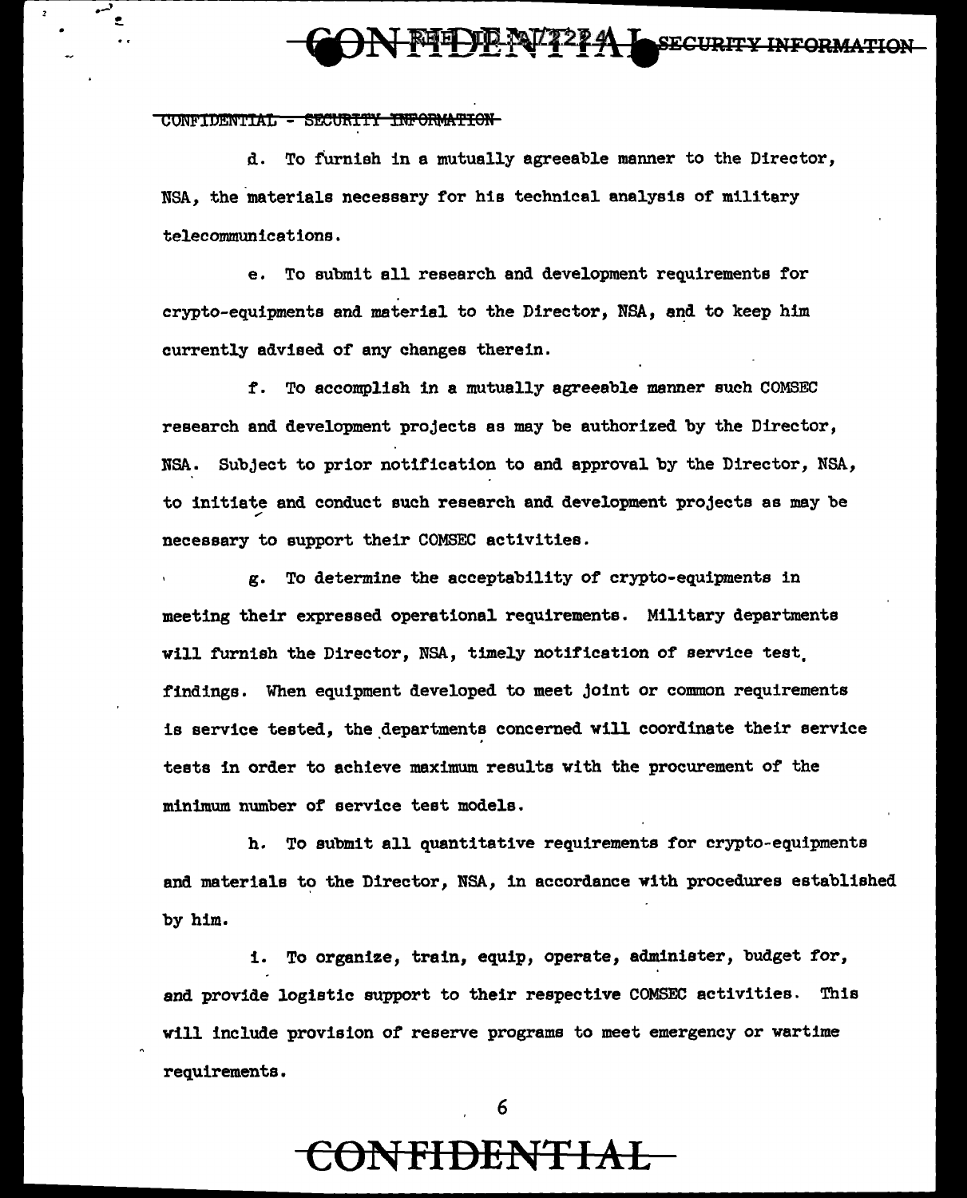d. To furnish in a mutually agreeable manner to the Director, NSA, the materials necessary for his technical analysis of military telecommunications.

e. To submit all research and development requirements for crypto-equipments and material to the Director, NSA, and to keep him currently advised of any changes therein.

f. To accomplish in a mutually agreeable manner such COMSEC research and development projects as may be authorized by the Director, NSA. Subject to prior notification to and approval by the Director, NSA, to initiate and conduct such research and development projects as may be necessary to support their COMSEC activities.

g. To determine the acceptability of crypto-equipments in meeting their expressed operational requirements. Military departments will furnish the Director, NSA, timely notification of service test findings. When equipment developed to meet joint or common requirements is service tested, the departments concerned will coordinate their service tests in order to achieve maximum results with the procurement of the minimum number of service test models.

h. To submit all quantitative requirements for crypto-equipments and materials to the Director, NSA, in accordance with procedures established by him.

i. To organize, train, equip, operate, administer, budget for, and provide logistic support to their respective COMSEC activities. This will include provision of reserve programs to meet emergency or wartime requirements.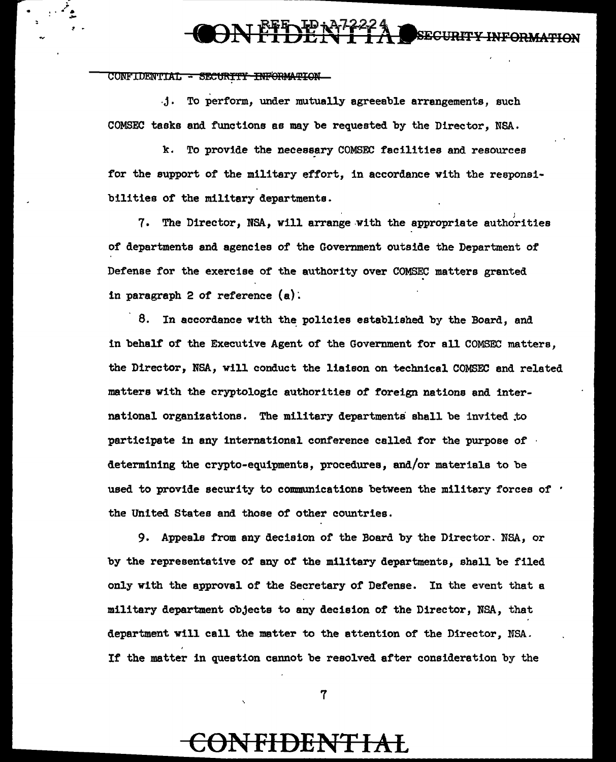j. To perform, under mutually agreeable arrangements, such COMSEC tasks and functions as may be requested by the Director, NSA.

k. To provide the necessary COMSEC facilities and resources for the support of the military effort, in accordance with the responsibilities of the military departments.

7. The Director, NSA, will arrange with the appropriate authorities of departments and agencies of the Government outside the Department of Defense for the exercise of the authority over COMSEC matters granted in paragraph 2 of reference (a).

8. In accordance with the policies established by the Board, and in behalf of the Executive Agent of the Government for all COMSEC matters, the Director, NSA, will conduct the liaison on technical COMSEC and related matters with the cryptologic authorities of foreign nations and international organizations. The military departments shall be invited to participate in any international conference called for the purpose of determining the crypto-equipments, procedures, and/or materials to be used to provide security to communications between the military forces of the United States and those of other countries.

9. Appeals from any decision of the Board by the Director, NSA, or by the representative of any of the military departments, shall be filed only with the approval of the Secretary of Defense. In the event that a military department objects to any decision of the Director, NSA, that department will call the matter to the attention of the Director, NSA. If the matter in question cannot be resolved after consideration by the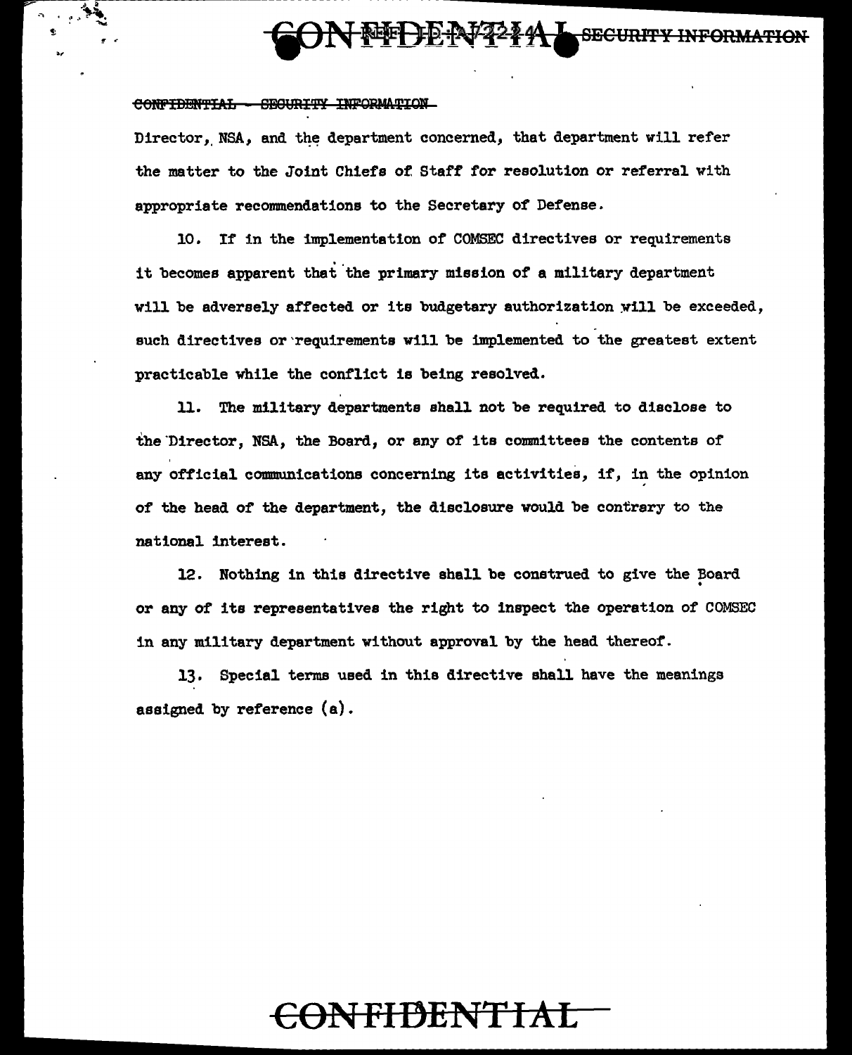Director, NSA, and the department concerned, that department will refer the matter to the Joint Chiefs of Staff for resolution or referral with appropriate recommendations to the Secretary of Defense.

10. If in the implementation of COMSEC directives or requirements it becomes apparent that the primary mission of a military department will be adversely affected or its budgetary authorization will be exceeded, such directives or requirements will be implemented to the greatest extent practicable while the conflict is being resolved.

11. The military departments shall not be required to disclose to the Director, NSA, the Board, or any of its committees the contents of any official communications concerning its activities, if, in the opinion of the head of the department, the disclosure would be contrary to the national interest.

12. Nothing in this directive shall be construed to give the Board or any of its representatives the right to inspect the operation of COMSEC in any military department without approval by the head thereof.

13. Special terms used in this directive shall have the meanings assigned by reference (a).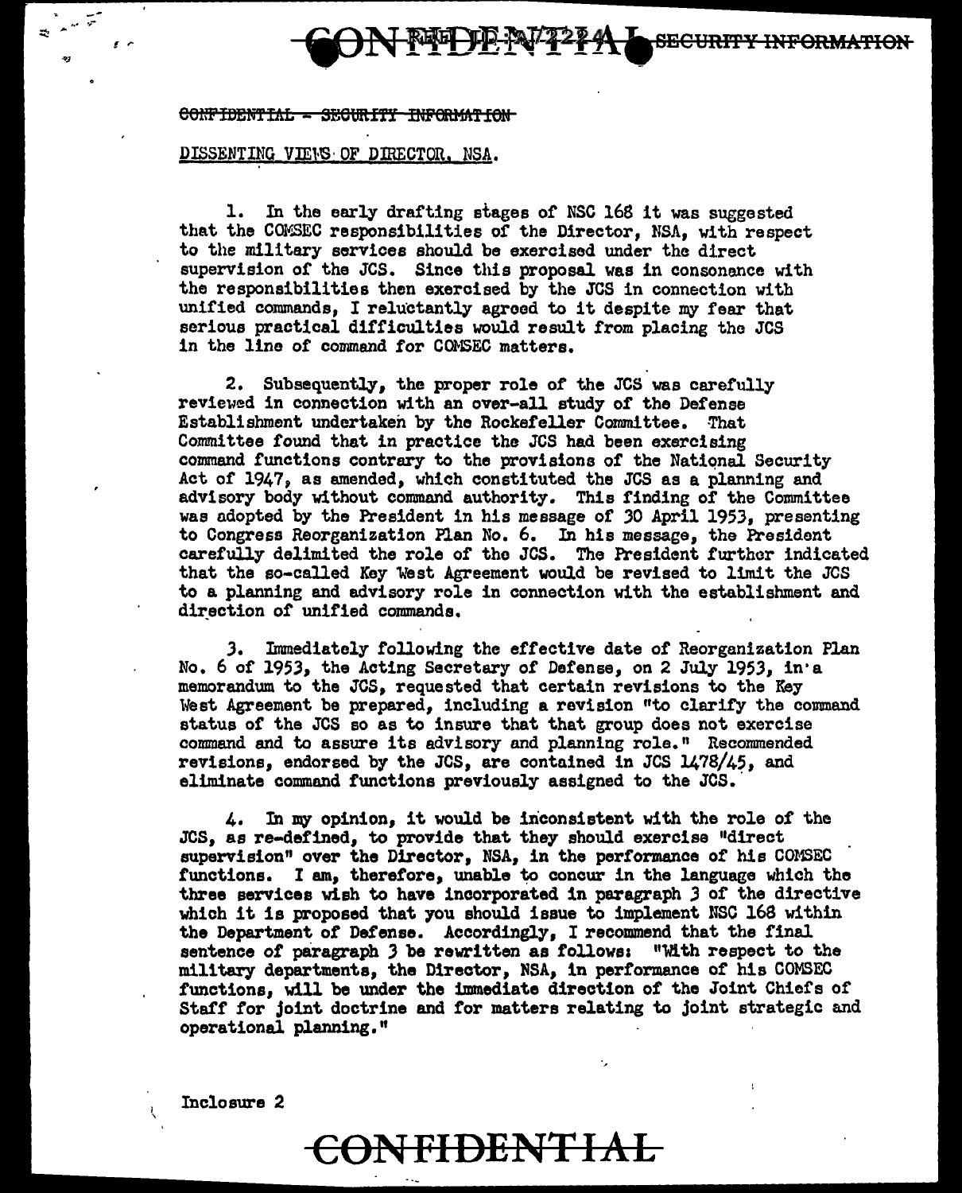CONFIDENTIAL - SECURITY INFORMATION

DISSENTING VIEWS OF DIRECTOR, NSA.

1. In the early drafting stages of NSC 168 it was suggested that the COMSEC responsibilities of the Director, NSA, with respect to the military services should be exercised under the direct supervision of the JCS. Since this proposal was in consonance with the responsibilities then exercised by the JCS in connection with unified commands, I reluctantly agreed to it despite my fear that serious practical difficulties would result from placing the JCS in the line of command for COMSEC matters.

2. Subsequently, the proper role of the JCS was carefully reviewed in connection with an over-all study of the Defense Establishment undertaken by the Rockefeller Committee. That Committee found that in practice the JCS had been exercising command functions contrary to the provisions of the National Security Act of 1947, as amended, which constituted the JCS as a planning and advisory body without command authority. This finding of the Committee was adopted by the President in his message of 30 April 1953, presenting to Congress Reorganization Plan No. 6. In his message, the President carefully delimited the role of the JCS. The President further indicated that the so-called Key West Agreement would be revised to limit the JCS to a planning and advisory role in connection with the establishment and direction of unified commands.

3. Immediately following the effective date of Reorganization Plan No. 6 of 1953, the Acting Secretary of Defense, on 2 July 1953, in a memorandum to the JCS, requested that certain revisions to the Key West Agreement be prepared, including a revision "to clarify the command status of the JCS so as to insure that that group does not exercise command and to assure its advisory and planning role." Recommended revisions, endorsed by the JCS, are contained in JCS 1478/45, and eliminate command functions previously assigned to the JCS.

4. In my opinion, it would be inconsistent with the role of the JCS, as re-defined, to provide that they should exercise "direct supervision" over the Director, NSA, in the performance of his COMSEC functions. I am, therefore, unable to concur in the language which the three services wish to have incorporated in paragraph 3 of the directive which it is proposed that you should issue to implement NSC 168 within the Department of Defense. Accordingly, I recommend that the final sentence of paragraph 3 be rewritten as follows: "With respect to the military departments, the Director, NSA, in performance of his COMSEC functions, will be under the immediate direction of the Joint Chiefs of Staff for joint doctrine and for matters relating to joint strategic and operational planning."

Inclosure 2

CONFIDENTIAL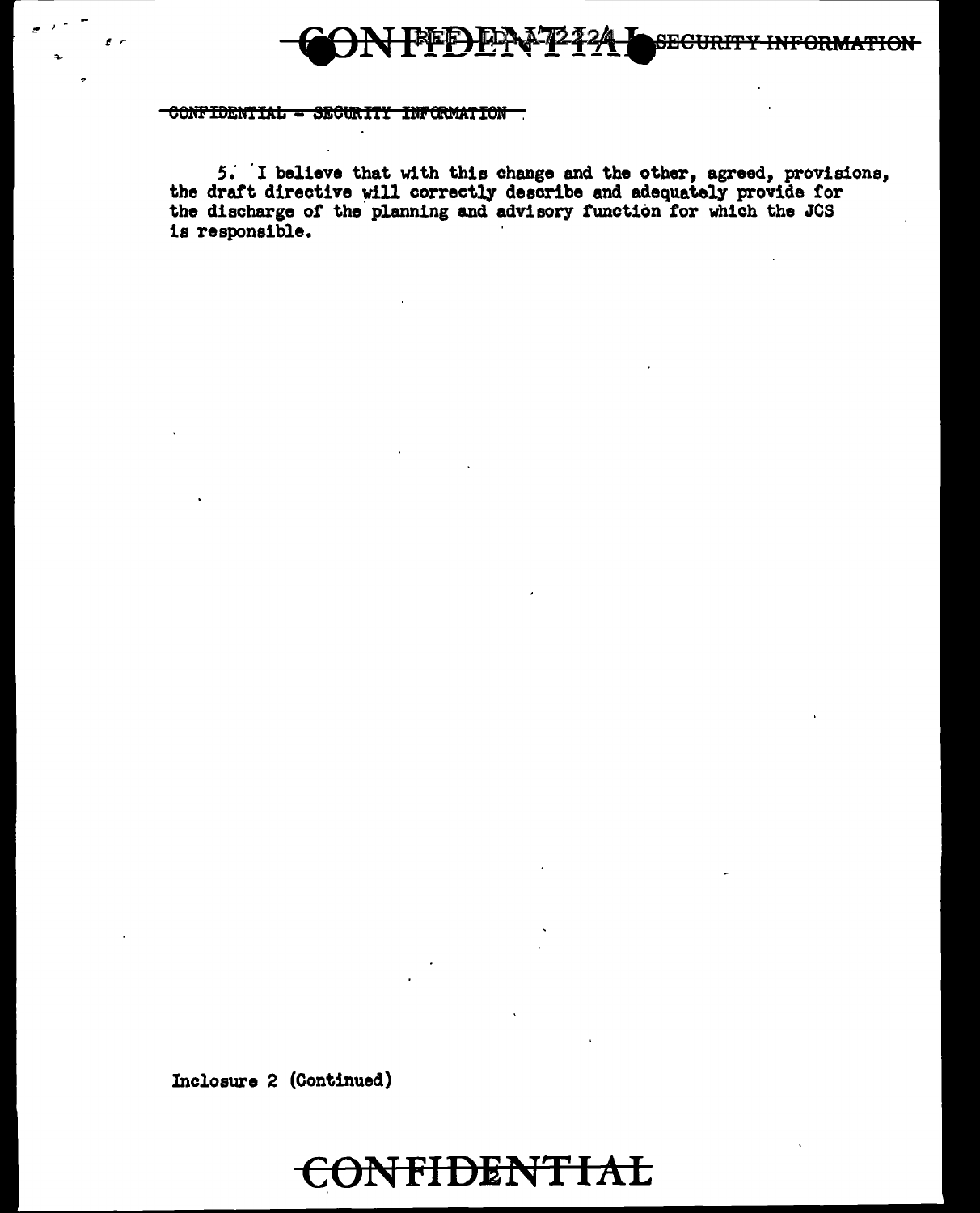5. I believe that with this change and the other, agreed, provisions, the draft directive will correctly describe and adequately provide for the discharge of the planning and advisory function for which the JCS is responsible.

Inclosure 2 (Continued)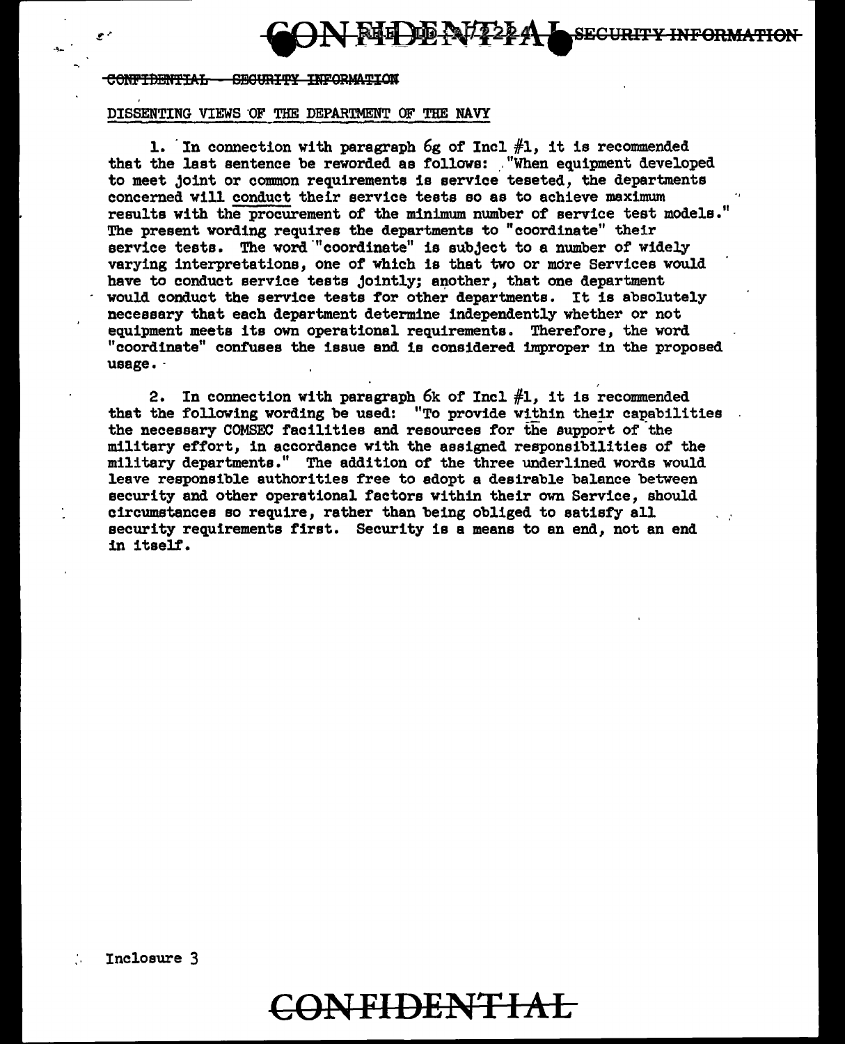CONFIDENTIAL - SECURITY INFORMATION

DISSENTING VIEWS OF THE DEPARTMENT OF THE NAVY

1. In connection with paragraph 6g of Incl #1, it is recommended that the last sentence be reworded as follows: "When equipment developed to meet joint or common requirements is service teseted, the departments concerned will conduct their service tests so as to achieve maximum results with the procurement of the minimum number of service test models." The present wording requires the departments to "coordinate" their service tests. The word "coordinate" is subject to a number of widely varying interpretations, one of which is that two or more Services would have to conduct service tests jointly; another, that one department would conduct the service tests for other departments. It is absolutely necessary that each department determine independently whether or not equipment meets its own operational requirements. Therefore, the word "coordinate" confuses the issue and is considered improper in the proposed usage.

2. In connection with paragraph 6k of Incl #1, it is recommended that the following wording be used: "To provide within their capabilities the necessary COMSEC facilities and resources for the support of the military effort, in accordance with the assigned responsibilities of the military departments." The addition of the three underlined words would leave responsible authorities free to adopt a desirable balance between security and other operational factors within their own Service, should circumstances so require, rather than being obliged to satisfy all security requirements first. Security is a means to an end, not an end in itself.

Inclosure 3

CONFIDENTIAL